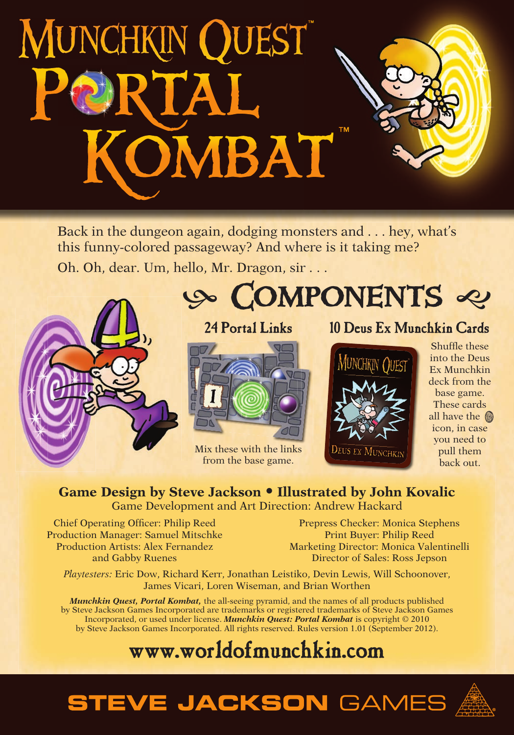# Munchkin Quest™ Portal Kombat™

Back in the dungeon again, dodging monsters and . . . hey, what's this funny-colored passageway? And where is it taking me?

Oh. Oh, dear. Um, hello, Mr. Dragon, sir . . .

## Components

### 24 Portal Links

Mix these with the links from the base game.

### 10 Deus Ex Munchkin Cards

Shuffle these into the Deus Ex Munchkin deck from the base game. These cards all have the icon, in case you need to pull them back out.

**Game Design by Steve Jackson • Illustrated by John Kovalic**

Game Development and Art Direction: Andrew Hackard

Chief Operating Officer: Philip Reed
Production Manager: Samuel Mitschke
Production Artists: Alex Fernandez and Gabby Ruenes

Prepress Checker: Monica Stephens
Print Buyer: Philip Reed
Marketing Director: Monica Valentinelli
Director of Sales: Ross Jepson

*Playtesters:* Eric Dow, Richard Kerr, Jonathan Leistiko, Devin Lewis, Will Schoonover, James Vicari, Loren Wiseman, and Brian Worthen

***Munchkin Quest, Portal Kombat,*** the all-seeing pyramid, and the names of all products published by Steve Jackson Games Incorporated are trademarks or registered trademarks of Steve Jackson Games Incorporated, or used under license. ***Munchkin Quest: Portal Kombat*** is copyright © 2010 by Steve Jackson Games Incorporated. All rights reserved. Rules version 1.01 (September 2012).

**www.worldofmunchkin.com**

**STEVE JACKSON GAMES**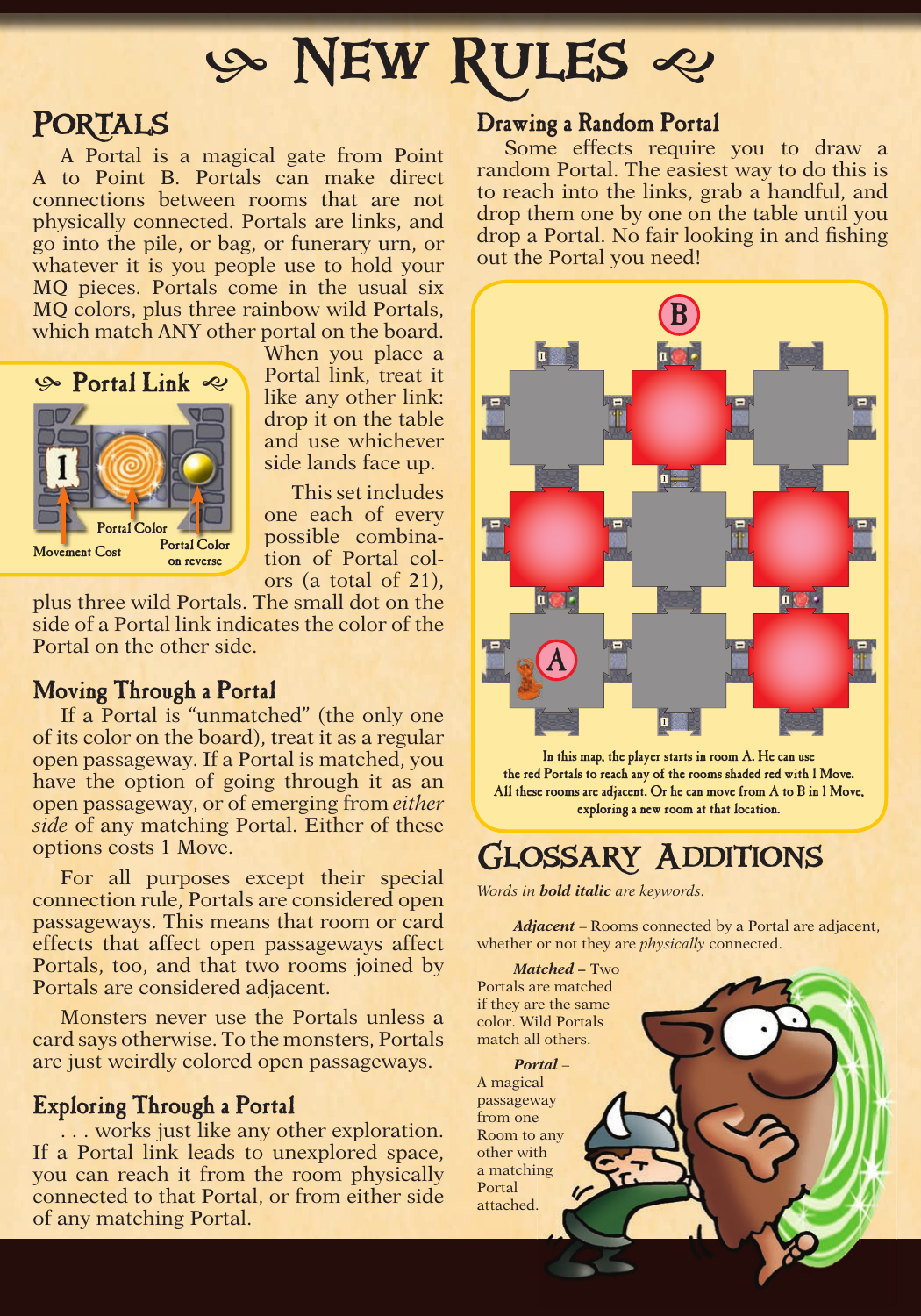# New Rules

## Portals

A Portal is a magical gate from Point A to Point B. Portals can make direct connections between rooms that are not physically connected. Portals are links, and go into the pile, or bag, or funerary urn, or whatever it is you people use to hold your MQ pieces. Portals come in the usual six MQ colors, plus three rainbow wild Portals, which match ANY other portal on the board.

### Portal Link

Movement Cost
Portal Color
Portal Color on reverse

When you place a Portal link, treat it like any other link: drop it on the table and use whichever side lands face up.

This set includes one each of every possible combination of Portal colors (a total of 21), plus three wild Portals. The small dot on the side of a Portal link indicates the color of the Portal on the other side.

### Moving Through a Portal

If a Portal is "unmatched" (the only one of its color on the board), treat it as a regular open passageway. If a Portal is matched, you have the option of going through it as an open passageway, or of emerging from *either side* of any matching Portal. Either of these options costs 1 Move.

For all purposes except their special connection rule, Portals are considered open passageways. This means that room or card effects that affect open passageways affect Portals, too, and that two rooms joined by Portals are considered adjacent.

Monsters never use the Portals unless a card says otherwise. To the monsters, Portals are just weirdly colored open passageways.

### Exploring Through a Portal

. . . works just like any other exploration. If a Portal link leads to unexplored space, you can reach it from the room physically connected to that Portal, or from either side of any matching Portal.

### Drawing a Random Portal

Some effects require you to draw a random Portal. The easiest way to do this is to reach into the links, grab a handful, and drop them one by one on the table until you drop a Portal. No fair looking in and fishing out the Portal you need!

In this map, the player starts in room A. He can use the red Portals to reach any of the rooms shaded red with 1 Move. All these rooms are adjacent. Or he can move from A to B in 1 Move, exploring a new room at that location.

## Glossary Additions

*Words in **bold italic** are keywords.*

***Adjacent*** – Rooms connected by a Portal are adjacent, whether or not they are *physically* connected.

***Matched*** – Two Portals are matched if they are the same color. Wild Portals match all others.

***Portal*** – A magical passageway from one Room to any other with a matching Portal attached.